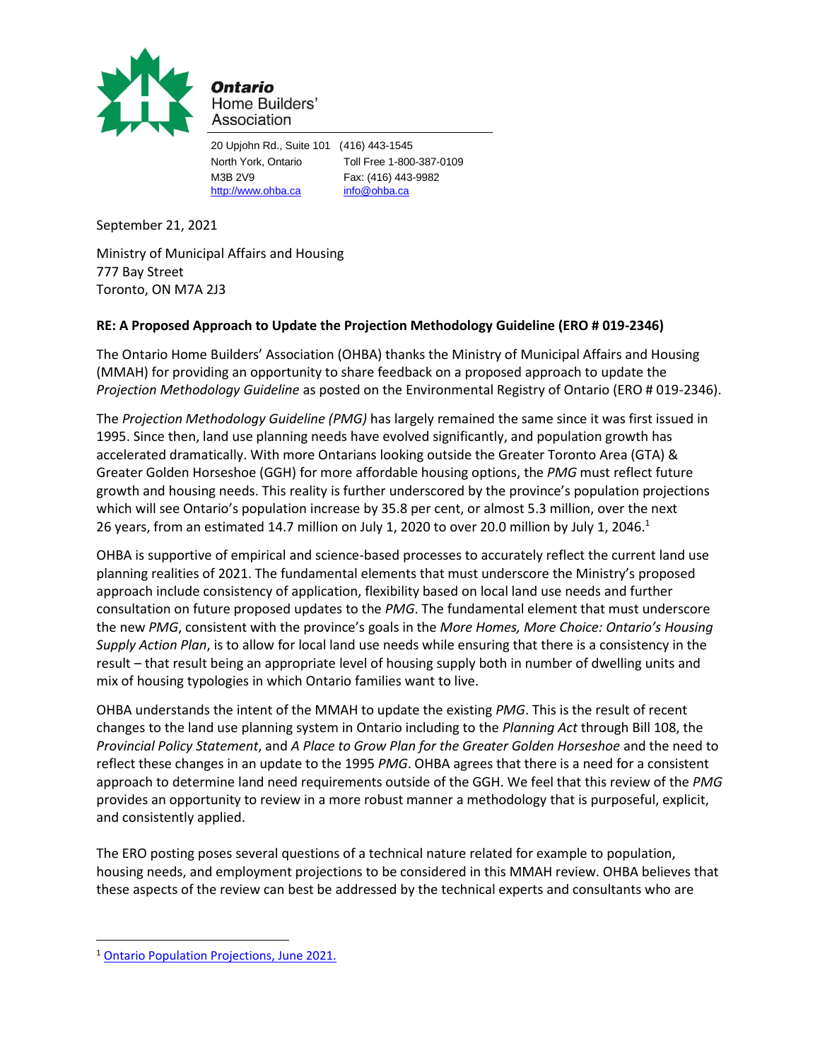**Ontario**
Home Builders'
Association

20 Upjohn Rd., Suite 101
North York, Ontario
M3B 2V9
http://www.ohba.ca

(416) 443-1545
Toll Free 1-800-387-0109
Fax: (416) 443-9982
info@ohba.ca

September 21, 2021

Ministry of Municipal Affairs and Housing
777 Bay Street
Toronto, ON M7A 2J3

**RE: A Proposed Approach to Update the Projection Methodology Guideline (ERO # 019-2346)**

The Ontario Home Builders' Association (OHBA) thanks the Ministry of Municipal Affairs and Housing (MMAH) for providing an opportunity to share feedback on a proposed approach to update the *Projection Methodology Guideline* as posted on the Environmental Registry of Ontario (ERO # 019-2346).

The *Projection Methodology Guideline (PMG)* has largely remained the same since it was first issued in 1995. Since then, land use planning needs have evolved significantly, and population growth has accelerated dramatically. With more Ontarians looking outside the Greater Toronto Area (GTA) & Greater Golden Horseshoe (GGH) for more affordable housing options, the *PMG* must reflect future growth and housing needs. This reality is further underscored by the province's population projections which will see Ontario's population increase by 35.8 per cent, or almost 5.3 million, over the next 26 years, from an estimated 14.7 million on July 1, 2020 to over 20.0 million by July 1, 2046.[1]

OHBA is supportive of empirical and science-based processes to accurately reflect the current land use planning realities of 2021. The fundamental elements that must underscore the Ministry's proposed approach include consistency of application, flexibility based on local land use needs and further consultation on future proposed updates to the *PMG*. The fundamental element that must underscore the new *PMG*, consistent with the province's goals in the *More Homes, More Choice: Ontario's Housing Supply Action Plan*, is to allow for local land use needs while ensuring that there is a consistency in the result – that result being an appropriate level of housing supply both in number of dwelling units and mix of housing typologies in which Ontario families want to live.

OHBA understands the intent of the MMAH to update the existing *PMG*. This is the result of recent changes to the land use planning system in Ontario including to the *Planning Act* through Bill 108, the *Provincial Policy Statement*, and *A Place to Grow Plan for the Greater Golden Horseshoe* and the need to reflect these changes in an update to the 1995 *PMG*. OHBA agrees that there is a need for a consistent approach to determine land need requirements outside of the GGH. We feel that this review of the *PMG* provides an opportunity to review in a more robust manner a methodology that is purposeful, explicit, and consistently applied.

The ERO posting poses several questions of a technical nature related for example to population, housing needs, and employment projections to be considered in this MMAH review. OHBA believes that these aspects of the review can best be addressed by the technical experts and consultants who are

---

[1] Ontario Population Projections, June 2021.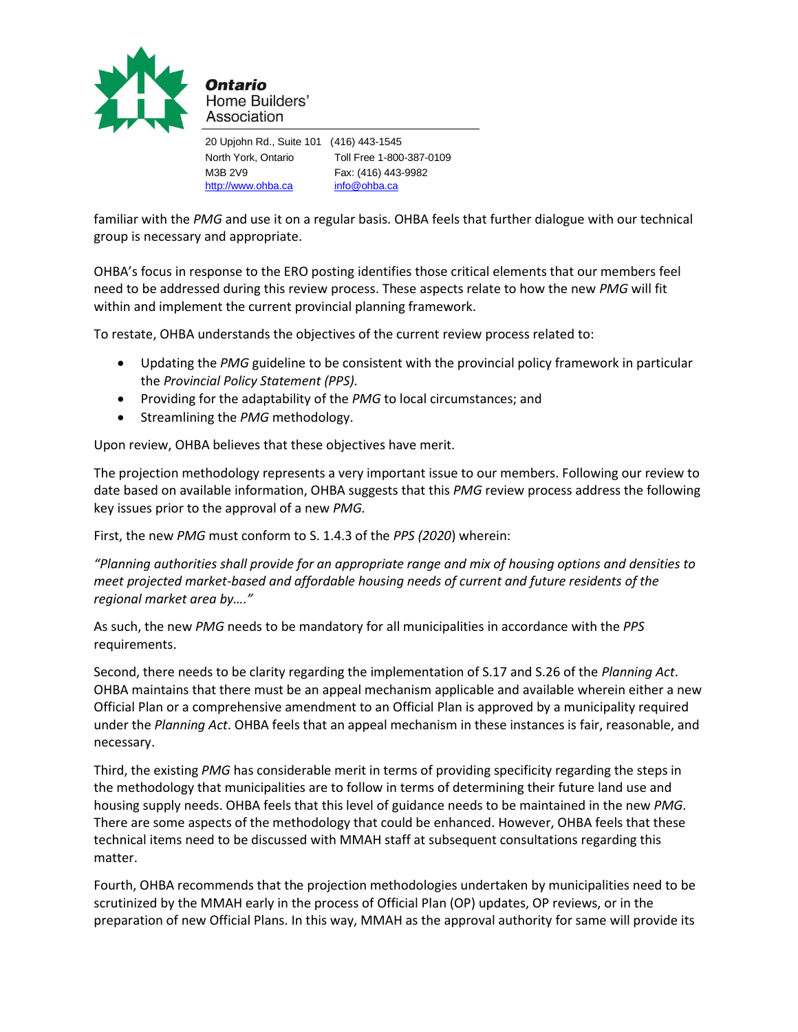**Ontario**
Home Builders'
Association

20 Upjohn Rd., Suite 101 (416) 443-1545
North York, Ontario Toll Free 1-800-387-0109
M3B 2V9 Fax: (416) 443-9982
http://www.ohba.ca info@ohba.ca

familiar with the *PMG* and use it on a regular basis. OHBA feels that further dialogue with our technical group is necessary and appropriate.

OHBA's focus in response to the ERO posting identifies those critical elements that our members feel need to be addressed during this review process. These aspects relate to how the new *PMG* will fit within and implement the current provincial planning framework.

To restate, OHBA understands the objectives of the current review process related to:

- Updating the *PMG* guideline to be consistent with the provincial policy framework in particular the *Provincial Policy Statement (PPS).*
- Providing for the adaptability of the *PMG* to local circumstances; and
- Streamlining the *PMG* methodology.

Upon review, OHBA believes that these objectives have merit.

The projection methodology represents a very important issue to our members. Following our review to date based on available information, OHBA suggests that this *PMG* review process address the following key issues prior to the approval of a new *PMG.*

First, the new *PMG* must conform to S. 1.4.3 of the *PPS (2020*) wherein:

*"Planning authorities shall provide for an appropriate range and mix of housing options and densities to meet projected market-based and affordable housing needs of current and future residents of the regional market area by…."*

As such, the new *PMG* needs to be mandatory for all municipalities in accordance with the *PPS* requirements.

Second, there needs to be clarity regarding the implementation of S.17 and S.26 of the *Planning Act*. OHBA maintains that there must be an appeal mechanism applicable and available wherein either a new Official Plan or a comprehensive amendment to an Official Plan is approved by a municipality required under the *Planning Act*. OHBA feels that an appeal mechanism in these instances is fair, reasonable, and necessary.

Third, the existing *PMG* has considerable merit in terms of providing specificity regarding the steps in the methodology that municipalities are to follow in terms of determining their future land use and housing supply needs. OHBA feels that this level of guidance needs to be maintained in the new *PMG*. There are some aspects of the methodology that could be enhanced. However, OHBA feels that these technical items need to be discussed with MMAH staff at subsequent consultations regarding this matter.

Fourth, OHBA recommends that the projection methodologies undertaken by municipalities need to be scrutinized by the MMAH early in the process of Official Plan (OP) updates, OP reviews, or in the preparation of new Official Plans. In this way, MMAH as the approval authority for same will provide its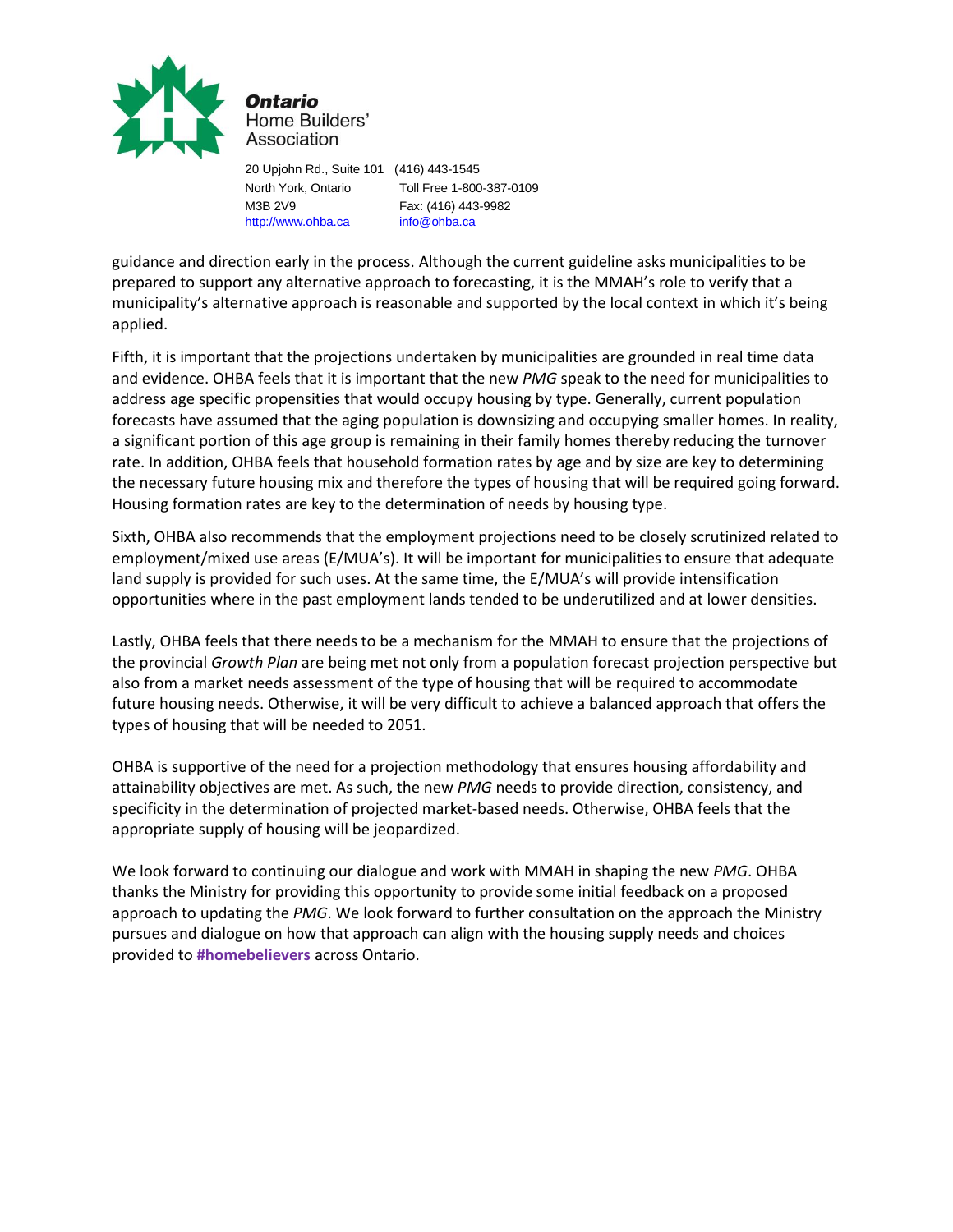guidance and direction early in the process. Although the current guideline asks municipalities to be prepared to support any alternative approach to forecasting, it is the MMAH's role to verify that a municipality's alternative approach is reasonable and supported by the local context in which it's being applied.

Fifth, it is important that the projections undertaken by municipalities are grounded in real time data and evidence. OHBA feels that it is important that the new *PMG* speak to the need for municipalities to address age specific propensities that would occupy housing by type. Generally, current population forecasts have assumed that the aging population is downsizing and occupying smaller homes. In reality, a significant portion of this age group is remaining in their family homes thereby reducing the turnover rate. In addition, OHBA feels that household formation rates by age and by size are key to determining the necessary future housing mix and therefore the types of housing that will be required going forward. Housing formation rates are key to the determination of needs by housing type.

Sixth, OHBA also recommends that the employment projections need to be closely scrutinized related to employment/mixed use areas (E/MUA's). It will be important for municipalities to ensure that adequate land supply is provided for such uses. At the same time, the E/MUA's will provide intensification opportunities where in the past employment lands tended to be underutilized and at lower densities.

Lastly, OHBA feels that there needs to be a mechanism for the MMAH to ensure that the projections of the provincial *Growth Plan* are being met not only from a population forecast projection perspective but also from a market needs assessment of the type of housing that will be required to accommodate future housing needs. Otherwise, it will be very difficult to achieve a balanced approach that offers the types of housing that will be needed to 2051.

OHBA is supportive of the need for a projection methodology that ensures housing affordability and attainability objectives are met. As such, the new *PMG* needs to provide direction, consistency, and specificity in the determination of projected market-based needs. Otherwise, OHBA feels that the appropriate supply of housing will be jeopardized.

We look forward to continuing our dialogue and work with MMAH in shaping the new *PMG*. OHBA thanks the Ministry for providing this opportunity to provide some initial feedback on a proposed approach to updating the *PMG*. We look forward to further consultation on the approach the Ministry pursues and dialogue on how that approach can align with the housing supply needs and choices provided to **#homebelievers** across Ontario.